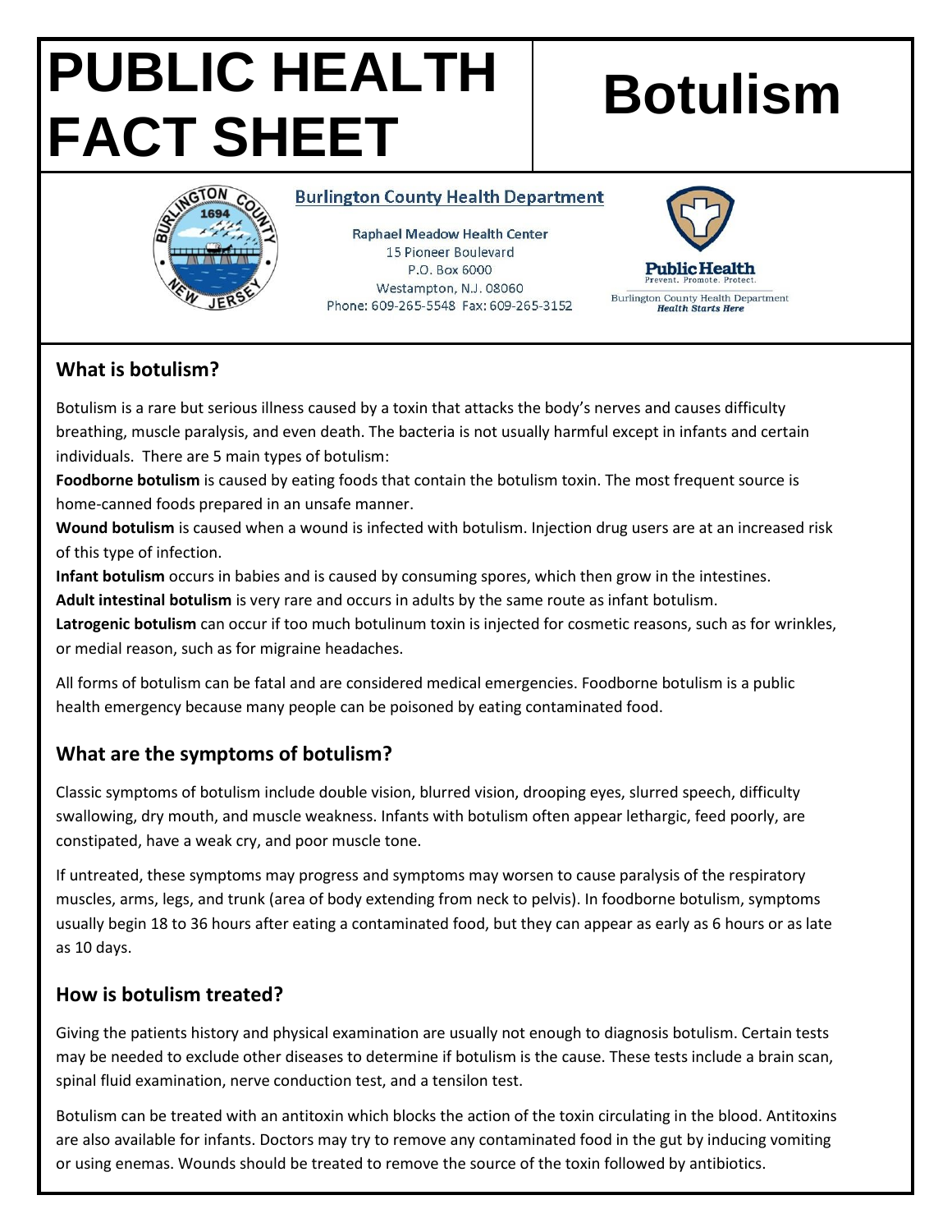# PUBLIC HEALTH FACT SHEET

# Botulism

**Burlington County Health Department**

Raphael Meadow Health Center
15 Pioneer Boulevard
P.O. Box 6000
Westampton, N.J. 08060
Phone: 609-265-5548 Fax: 609-265-3152

Public Health
Prevent. Promote. Protect.
Burlington County Health Department
*Health Starts Here*

## What is botulism?

Botulism is a rare but serious illness caused by a toxin that attacks the body's nerves and causes difficulty breathing, muscle paralysis, and even death. The bacteria is not usually harmful except in infants and certain individuals. There are 5 main types of botulism:

**Foodborne botulism** is caused by eating foods that contain the botulism toxin. The most frequent source is home-canned foods prepared in an unsafe manner.

**Wound botulism** is caused when a wound is infected with botulism. Injection drug users are at an increased risk of this type of infection.

**Infant botulism** occurs in babies and is caused by consuming spores, which then grow in the intestines.

**Adult intestinal botulism** is very rare and occurs in adults by the same route as infant botulism.

**Latrogenic botulism** can occur if too much botulinum toxin is injected for cosmetic reasons, such as for wrinkles, or medial reason, such as for migraine headaches.

All forms of botulism can be fatal and are considered medical emergencies. Foodborne botulism is a public health emergency because many people can be poisoned by eating contaminated food.

## What are the symptoms of botulism?

Classic symptoms of botulism include double vision, blurred vision, drooping eyes, slurred speech, difficulty swallowing, dry mouth, and muscle weakness. Infants with botulism often appear lethargic, feed poorly, are constipated, have a weak cry, and poor muscle tone.

If untreated, these symptoms may progress and symptoms may worsen to cause paralysis of the respiratory muscles, arms, legs, and trunk (area of body extending from neck to pelvis). In foodborne botulism, symptoms usually begin 18 to 36 hours after eating a contaminated food, but they can appear as early as 6 hours or as late as 10 days.

## How is botulism treated?

Giving the patients history and physical examination are usually not enough to diagnosis botulism. Certain tests may be needed to exclude other diseases to determine if botulism is the cause. These tests include a brain scan, spinal fluid examination, nerve conduction test, and a tensilon test.

Botulism can be treated with an antitoxin which blocks the action of the toxin circulating in the blood. Antitoxins are also available for infants. Doctors may try to remove any contaminated food in the gut by inducing vomiting or using enemas. Wounds should be treated to remove the source of the toxin followed by antibiotics.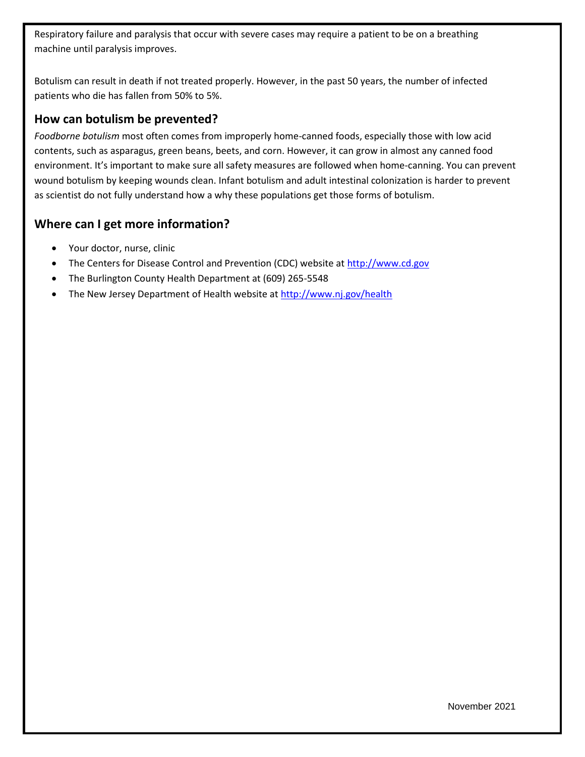Respiratory failure and paralysis that occur with severe cases may require a patient to be on a breathing machine until paralysis improves.

Botulism can result in death if not treated properly. However, in the past 50 years, the number of infected patients who die has fallen from 50% to 5%.

## How can botulism be prevented?

*Foodborne botulism* most often comes from improperly home-canned foods, especially those with low acid contents, such as asparagus, green beans, beets, and corn. However, it can grow in almost any canned food environment. It's important to make sure all safety measures are followed when home-canning. You can prevent wound botulism by keeping wounds clean. Infant botulism and adult intestinal colonization is harder to prevent as scientist do not fully understand how a why these populations get those forms of botulism.

## Where can I get more information?

- Your doctor, nurse, clinic
- The Centers for Disease Control and Prevention (CDC) website at http://www.cd.gov
- The Burlington County Health Department at (609) 265-5548
- The New Jersey Department of Health website at http://www.nj.gov/health

November 2021